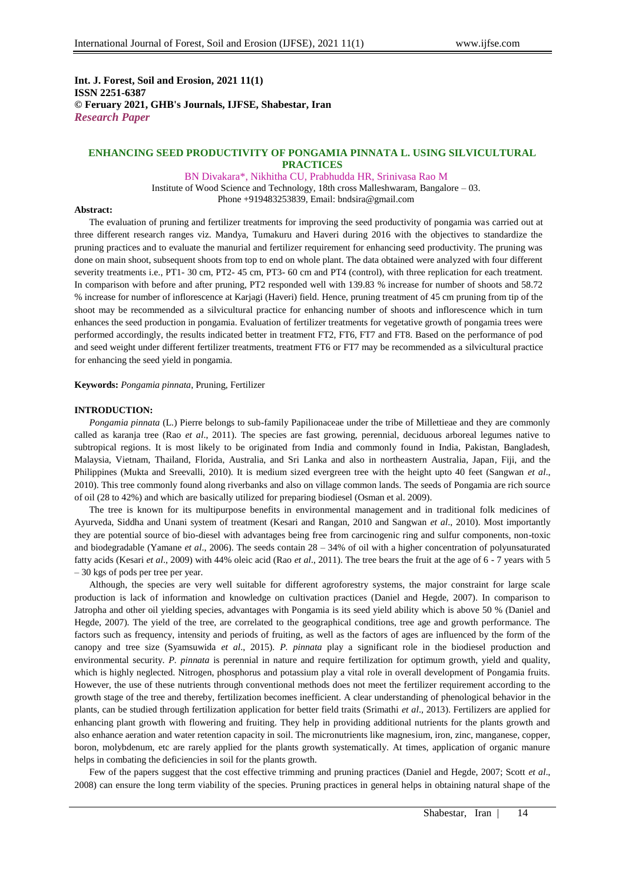**Int. J. Forest, Soil and Erosion, 2021 11(1)**
**ISSN 2251-6387**
**© Feruary 2021, GHB's Journals, IJFSE, Shabestar, Iran**
***Research Paper***

# ENHANCING SEED PRODUCTIVITY OF PONGAMIA PINNATA L. USING SILVICULTURAL PRACTICES

BN Divakara*, Nikhitha CU, Prabhudda HR, Srinivasa Rao M

Institute of Wood Science and Technology, 18th cross Malleshwaram, Bangalore – 03.
Phone +919483253839, Email: bndsira@gmail.com

**Abstract:**

The evaluation of pruning and fertilizer treatments for improving the seed productivity of pongamia was carried out at three different research ranges viz. Mandya, Tumakuru and Haveri during 2016 with the objectives to standardize the pruning practices and to evaluate the manurial and fertilizer requirement for enhancing seed productivity. The pruning was done on main shoot, subsequent shoots from top to end on whole plant. The data obtained were analyzed with four different severity treatments i.e., PT1- 30 cm, PT2- 45 cm, PT3- 60 cm and PT4 (control), with three replication for each treatment. In comparison with before and after pruning, PT2 responded well with 139.83 % increase for number of shoots and 58.72 % increase for number of inflorescence at Karjagi (Haveri) field. Hence, pruning treatment of 45 cm pruning from tip of the shoot may be recommended as a silvicultural practice for enhancing number of shoots and inflorescence which in turn enhances the seed production in pongamia. Evaluation of fertilizer treatments for vegetative growth of pongamia trees were performed accordingly, the results indicated better in treatment FT2, FT6, FT7 and FT8. Based on the performance of pod and seed weight under different fertilizer treatments, treatment FT6 or FT7 may be recommended as a silvicultural practice for enhancing the seed yield in pongamia.

**Keywords:** *Pongamia pinnata*, Pruning, Fertilizer

## INTRODUCTION:

*Pongamia pinnata* (L.) Pierre belongs to sub-family Papilionaceae under the tribe of Millettieae and they are commonly called as karanja tree (Rao *et al*., 2011). The species are fast growing, perennial, deciduous arboreal legumes native to subtropical regions. It is most likely to be originated from India and commonly found in India, Pakistan, Bangladesh, Malaysia, Vietnam, Thailand, Florida, Australia, and Sri Lanka and also in northeastern Australia, Japan, Fiji, and the Philippines (Mukta and Sreevalli, 2010). It is medium sized evergreen tree with the height upto 40 feet (Sangwan *et al*., 2010). This tree commonly found along riverbanks and also on village common lands. The seeds of Pongamia are rich source of oil (28 to 42%) and which are basically utilized for preparing biodiesel (Osman et al. 2009).

The tree is known for its multipurpose benefits in environmental management and in traditional folk medicines of Ayurveda, Siddha and Unani system of treatment (Kesari and Rangan, 2010 and Sangwan *et al*., 2010). Most importantly they are potential source of bio-diesel with advantages being free from carcinogenic ring and sulfur components, non-toxic and biodegradable (Yamane *et al*., 2006). The seeds contain 28 – 34% of oil with a higher concentration of polyunsaturated fatty acids (Kesari *et al*., 2009) with 44% oleic acid (Rao *et al*., 2011). The tree bears the fruit at the age of 6 - 7 years with 5 – 30 kgs of pods per tree per year.

Although, the species are very well suitable for different agroforestry systems, the major constraint for large scale production is lack of information and knowledge on cultivation practices (Daniel and Hegde, 2007). In comparison to Jatropha and other oil yielding species, advantages with Pongamia is its seed yield ability which is above 50 % (Daniel and Hegde, 2007). The yield of the tree, are correlated to the geographical conditions, tree age and growth performance. The factors such as frequency, intensity and periods of fruiting, as well as the factors of ages are influenced by the form of the canopy and tree size (Syamsuwida *et al*., 2015). *P. pinnata* play a significant role in the biodiesel production and environmental security. *P. pinnata* is perennial in nature and require fertilization for optimum growth, yield and quality, which is highly neglected. Nitrogen, phosphorus and potassium play a vital role in overall development of Pongamia fruits. However, the use of these nutrients through conventional methods does not meet the fertilizer requirement according to the growth stage of the tree and thereby, fertilization becomes inefficient. A clear understanding of phenological behavior in the plants, can be studied through fertilization application for better field traits (Srimathi *et al*., 2013). Fertilizers are applied for enhancing plant growth with flowering and fruiting. They help in providing additional nutrients for the plants growth and also enhance aeration and water retention capacity in soil. The micronutrients like magnesium, iron, zinc, manganese, copper, boron, molybdenum, etc are rarely applied for the plants growth systematically. At times, application of organic manure helps in combating the deficiencies in soil for the plants growth.

Few of the papers suggest that the cost effective trimming and pruning practices (Daniel and Hegde, 2007; Scott *et al*., 2008) can ensure the long term viability of the species. Pruning practices in general helps in obtaining natural shape of the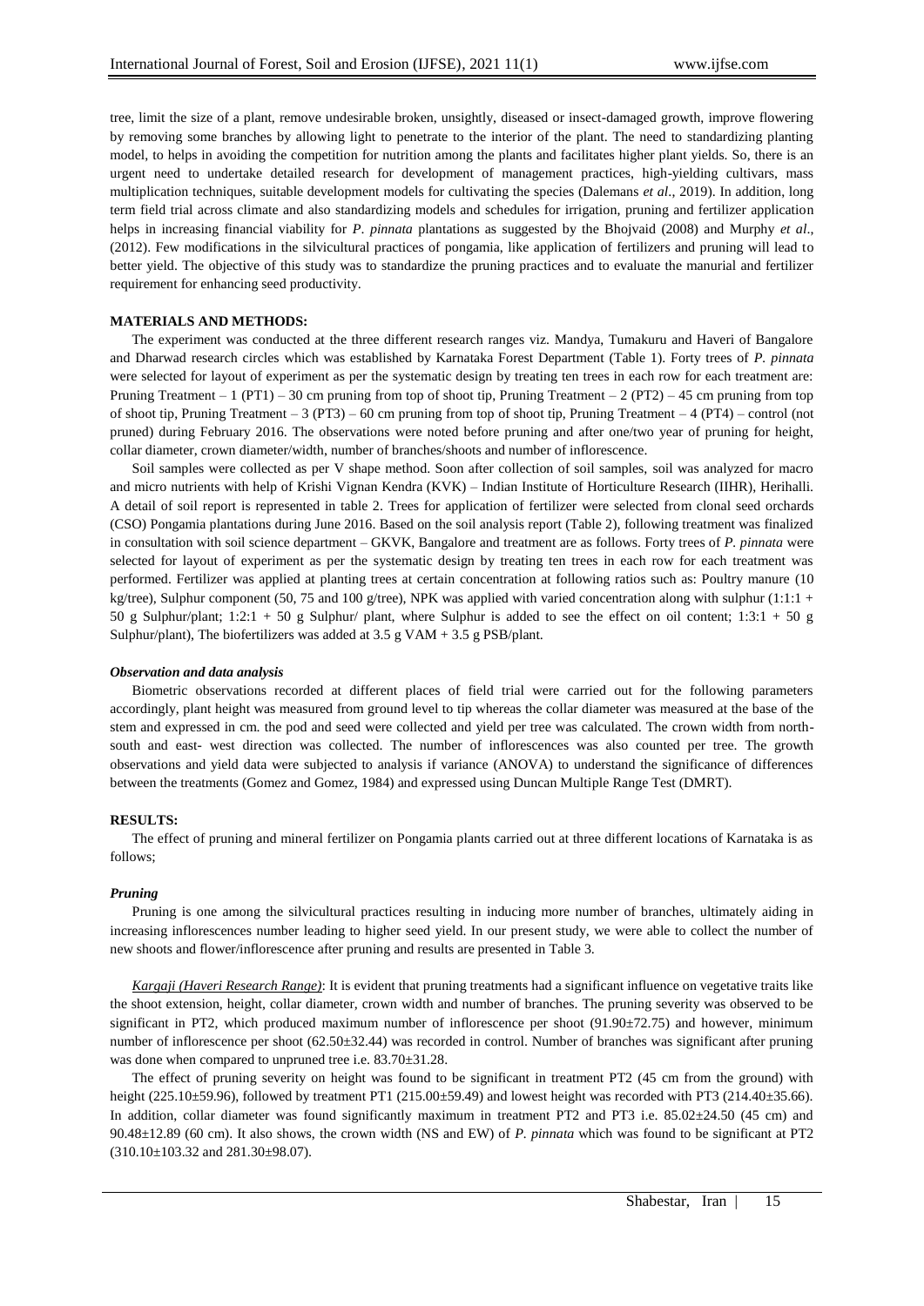tree, limit the size of a plant, remove undesirable broken, unsightly, diseased or insect-damaged growth, improve flowering by removing some branches by allowing light to penetrate to the interior of the plant. The need to standardizing planting model, to helps in avoiding the competition for nutrition among the plants and facilitates higher plant yields. So, there is an urgent need to undertake detailed research for development of management practices, high-yielding cultivars, mass multiplication techniques, suitable development models for cultivating the species (Dalemans *et al*., 2019). In addition, long term field trial across climate and also standardizing models and schedules for irrigation, pruning and fertilizer application helps in increasing financial viability for *P. pinnata* plantations as suggested by the Bhojvaid (2008) and Murphy *et al*., (2012). Few modifications in the silvicultural practices of pongamia, like application of fertilizers and pruning will lead to better yield. The objective of this study was to standardize the pruning practices and to evaluate the manurial and fertilizer requirement for enhancing seed productivity.

## MATERIALS AND METHODS:

The experiment was conducted at the three different research ranges viz. Mandya, Tumakuru and Haveri of Bangalore and Dharwad research circles which was established by Karnataka Forest Department (Table 1). Forty trees of *P. pinnata* were selected for layout of experiment as per the systematic design by treating ten trees in each row for each treatment are: Pruning Treatment – 1 (PT1) – 30 cm pruning from top of shoot tip, Pruning Treatment – 2 (PT2) – 45 cm pruning from top of shoot tip, Pruning Treatment – 3 (PT3) – 60 cm pruning from top of shoot tip, Pruning Treatment – 4 (PT4) – control (not pruned) during February 2016. The observations were noted before pruning and after one/two year of pruning for height, collar diameter, crown diameter/width, number of branches/shoots and number of inflorescence.

Soil samples were collected as per V shape method. Soon after collection of soil samples, soil was analyzed for macro and micro nutrients with help of Krishi Vignan Kendra (KVK) – Indian Institute of Horticulture Research (IIHR), Herihalli. A detail of soil report is represented in table 2. Trees for application of fertilizer were selected from clonal seed orchards (CSO) Pongamia plantations during June 2016. Based on the soil analysis report (Table 2), following treatment was finalized in consultation with soil science department – GKVK, Bangalore and treatment are as follows. Forty trees of *P. pinnata* were selected for layout of experiment as per the systematic design by treating ten trees in each row for each treatment was performed. Fertilizer was applied at planting trees at certain concentration at following ratios such as: Poultry manure (10 kg/tree), Sulphur component (50, 75 and 100 g/tree), NPK was applied with varied concentration along with sulphur (1:1:1 + 50 g Sulphur/plant; 1:2:1 + 50 g Sulphur/ plant, where Sulphur is added to see the effect on oil content; 1:3:1 + 50 g Sulphur/plant), The biofertilizers was added at 3.5 g VAM + 3.5 g PSB/plant.

### *Observation and data analysis*

Biometric observations recorded at different places of field trial were carried out for the following parameters accordingly, plant height was measured from ground level to tip whereas the collar diameter was measured at the base of the stem and expressed in cm. the pod and seed were collected and yield per tree was calculated. The crown width from north-south and east- west direction was collected. The number of inflorescences was also counted per tree. The growth observations and yield data were subjected to analysis if variance (ANOVA) to understand the significance of differences between the treatments (Gomez and Gomez, 1984) and expressed using Duncan Multiple Range Test (DMRT).

## RESULTS:

The effect of pruning and mineral fertilizer on Pongamia plants carried out at three different locations of Karnataka is as follows;

### *Pruning*

Pruning is one among the silvicultural practices resulting in inducing more number of branches, ultimately aiding in increasing inflorescences number leading to higher seed yield. In our present study, we were able to collect the number of new shoots and flower/inflorescence after pruning and results are presented in Table 3.

***Kargaji (Haveri Research Range)***: It is evident that pruning treatments had a significant influence on vegetative traits like the shoot extension, height, collar diameter, crown width and number of branches. The pruning severity was observed to be significant in PT2, which produced maximum number of inflorescence per shoot (91.90±72.75) and however, minimum number of inflorescence per shoot (62.50±32.44) was recorded in control. Number of branches was significant after pruning was done when compared to unpruned tree i.e. 83.70±31.28.

The effect of pruning severity on height was found to be significant in treatment PT2 (45 cm from the ground) with height (225.10±59.96), followed by treatment PT1 (215.00±59.49) and lowest height was recorded with PT3 (214.40±35.66). In addition, collar diameter was found significantly maximum in treatment PT2 and PT3 i.e. 85.02±24.50 (45 cm) and 90.48±12.89 (60 cm). It also shows, the crown width (NS and EW) of *P. pinnata* which was found to be significant at PT2 (310.10±103.32 and 281.30±98.07).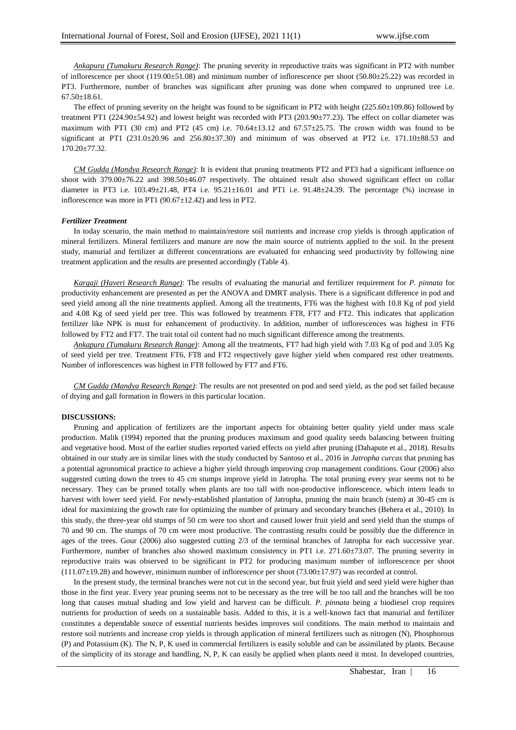*Ankapura (Tumakuru Research Range)*: The pruning severity in reproductive traits was significant in PT2 with number of inflorescence per shoot (119.00±51.08) and minimum number of inflorescence per shoot (50.80±25.22) was recorded in PT3. Furthermore, number of branches was significant after pruning was done when compared to unpruned tree i.e. 67.50±18.61.

The effect of pruning severity on the height was found to be significant in PT2 with height (225.60±109.86) followed by treatment PT1 (224.90±54.92) and lowest height was recorded with PT3 (203.90±77.23). The effect on collar diameter was maximum with PT1 (30 cm) and PT2 (45 cm) i.e. 70.64±13.12 and 67.57±25.75. The crown width was found to be significant at PT1 (231.0±20.96 and 256.80±37.30) and minimum of was observed at PT2 i.e. 171.10±88.53 and 170.20±77.32.

*CM Gudda (Mandya Research Range)*: It is evident that pruning treatments PT2 and PT3 had a significant influence on shoot with 379.00±76.22 and 398.50±46.07 respectively. The obtained result also showed significant effect on collar diameter in PT3 i.e. 103.49±21.48, PT4 i.e. 95.21±16.01 and PT1 i.e. 91.48±24.39. The percentage (%) increase in inflorescence was more in PT1 (90.67±12.42) and less in PT2.

### *Fertilizer Treatment*

In today scenario, the main method to maintain/restore soil nutrients and increase crop yields is through application of mineral fertilizers. Mineral fertilizers and manure are now the main source of nutrients applied to the soil. In the present study, manurial and fertilizer at different concentrations are evaluated for enhancing seed productivity by following nine treatment application and the results are presented accordingly (Table 4).

*Kargaji (Haveri Research Range)*: The results of evaluating the manurial and fertilizer requirement for *P. pinnata* for productivity enhancement are presented as per the ANOVA and DMRT analysis. There is a significant difference in pod and seed yield among all the nine treatments applied. Among all the treatments, FT6 was the highest with 10.8 Kg of pod yield and 4.08 Kg of seed yield per tree. This was followed by treatments FT8, FT7 and FT2. This indicates that application fertilizer like NPK is must for enhancement of productivity. In addition, number of inflorescences was highest in FT6 followed by FT2 and FT7. The trait total oil content had no much significant difference among the treatments.

*Ankapura (Tumakuru Research Range)*: Among all the treatments, FT7 had high yield with 7.03 Kg of pod and 3.05 Kg of seed yield per tree. Treatment FT6, FT8 and FT2 respectively gave higher yield when compared rest other treatments. Number of inflorescences was highest in FT8 followed by FT7 and FT6.

*CM Gudda (Mandya Research Range)*: The results are not presented on pod and seed yield, as the pod set failed because of drying and gall formation in flowers in this particular location.

## DISCUSSIONS:

Pruning and application of fertilizers are the important aspects for obtaining better quality yield under mass scale production. Malik (1994) reported that the pruning produces maximum and good quality seeds balancing between fruiting and vegetative hood. Most of the earlier studies reported varied effects on yield after pruning (Dahapute et al., 2018). Results obtained in our study are in similar lines with the study conducted by Santoso et al., 2016 in *Jatropha curcas* that pruning has a potential agronomical practice to achieve a higher yield through improving crop management conditions. Gour (2006) also suggested cutting down the trees to 45 cm stumps improve yield in Jatropha. The total pruning every year seems not to be necessary. They can be pruned totally when plants are too tall with non-productive inflorescence, which intern leads to harvest with lower seed yield. For newly-established plantation of Jatropha, pruning the main branch (stem) at 30-45 cm is ideal for maximizing the growth rate for optimizing the number of primary and secondary branches (Behera et al., 2010). In this study, the three-year old stumps of 50 cm were too short and caused lower fruit yield and seed yield than the stumps of 70 and 90 cm. The stumps of 70 cm were most productive. The contrasting results could be possibly due the difference in ages of the trees. Gour (2006) also suggested cutting 2/3 of the terminal branches of Jatropha for each successive year. Furthermore, number of branches also showed maximum consistency in PT1 i.e. 271.60±73.07. The pruning severity in reproductive traits was observed to be significant in PT2 for producing maximum number of inflorescence per shoot (111.07±19.28) and however, minimum number of inflorescence per shoot (73.00±17.97) was recorded at control.

In the present study, the terminal branches were not cut in the second year, but fruit yield and seed yield were higher than those in the first year. Every year pruning seems not to be necessary as the tree will be too tall and the branches will be too long that causes mutual shading and low yield and harvest can be difficult. *P. pinnata* being a biodiesel crop requires nutrients for production of seeds on a sustainable basis. Added to this, it is a well-known fact that manurial and fertilizer constitutes a dependable source of essential nutrients besides improves soil conditions. The main method to maintain and restore soil nutrients and increase crop yields is through application of mineral fertilizers such as nitrogen (N), Phosphorous (P) and Potassium (K). The N, P, K used in commercial fertilizers is easily soluble and can be assimilated by plants. Because of the simplicity of its storage and handling, N, P, K can easily be applied when plants need it most. In developed countries,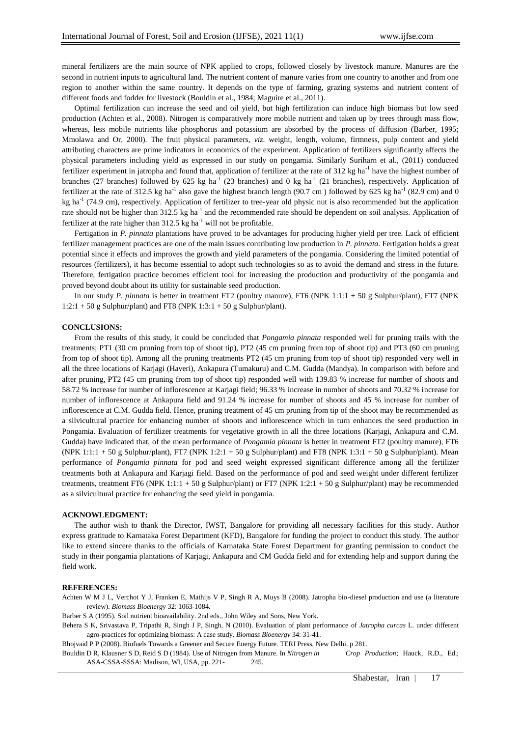mineral fertilizers are the main source of NPK applied to crops, followed closely by livestock manure. Manures are the second in nutrient inputs to agricultural land. The nutrient content of manure varies from one country to another and from one region to another within the same country. It depends on the type of farming, grazing systems and nutrient content of different foods and fodder for livestock (Bouldin et al., 1984; Maguire et al., 2011).

Optimal fertilization can increase the seed and oil yield, but high fertilization can induce high biomass but low seed production (Achten et al., 2008). Nitrogen is comparatively more mobile nutrient and taken up by trees through mass flow, whereas, less mobile nutrients like phosphorus and potassium are absorbed by the process of diffusion (Barber, 1995; Mmolawa and Or, 2000). The fruit physical parameters, *viz*. weight, length, volume, firmness, pulp content and yield attributing characters are prime indicators in economics of the experiment. Application of fertilizers significantly affects the physical parameters including yield as expressed in our study on pongamia. Similarly Suriharn et al., (2011) conducted fertilizer experiment in jatropha and found that, application of fertilizer at the rate of 312 kg ha$^{-1}$ have the highest number of branches (27 branches) followed by 625 kg ha$^{-1}$ (23 branches) and 0 kg ha$^{-1}$ (21 branches), respectively. Application of fertilizer at the rate of 312.5 kg ha$^{-1}$ also gave the highest branch length (90.7 cm ) followed by 625 kg ha$^{-1}$ (82.9 cm) and 0 kg ha$^{-1}$ (74.9 cm), respectively. Application of fertilizer to tree-year old physic nut is also recommended but the application rate should not be higher than 312.5 kg ha$^{-1}$ and the recommended rate should be dependent on soil analysis. Application of fertilizer at the rate higher than 312.5 kg ha$^{-1}$ will not be profitable.

Fertigation in *P. pinnata* plantations have proved to be advantages for producing higher yield per tree. Lack of efficient fertilizer management practices are one of the main issues contributing low production in *P. pinnata*. Fertigation holds a great potential since it effects and improves the growth and yield parameters of the pongamia. Considering the limited potential of resources (fertilizers), it has become essential to adopt such technologies so as to avoid the demand and stress in the future. Therefore, fertigation practice becomes efficient tool for increasing the production and productivity of the pongamia and proved beyond doubt about its utility for sustainable seed production.

In our study *P. pinnata* is better in treatment FT2 (poultry manure), FT6 (NPK 1:1:1 + 50 g Sulphur/plant), FT7 (NPK 1:2:1 + 50 g Sulphur/plant) and FT8 (NPK 1:3:1 + 50 g Sulphur/plant).

## CONCLUSIONS:

From the results of this study, it could be concluded that *Pongamia pinnata* responded well for pruning trails with the treatments; PT1 (30 cm pruning from top of shoot tip), PT2 (45 cm pruning from top of shoot tip) and PT3 (60 cm pruning from top of shoot tip). Among all the pruning treatments PT2 (45 cm pruning from top of shoot tip) responded very well in all the three locations of Karjagi (Haveri), Ankapura (Tumakuru) and C.M. Gudda (Mandya). In comparison with before and after pruning, PT2 (45 cm pruning from top of shoot tip) responded well with 139.83 % increase for number of shoots and 58.72 % increase for number of inflorescence at Karjagi field; 96.33 % increase in number of shoots and 70.32 % increase for number of inflorescence at Ankapura field and 91.24 % increase for number of shoots and 45 % increase for number of inflorescence at C.M. Gudda field. Hence, pruning treatment of 45 cm pruning from tip of the shoot may be recommended as a silvicultural practice for enhancing number of shoots and inflorescence which in turn enhances the seed production in Pongamia. Evaluation of fertilizer treatments for vegetative growth in all the three locations (Karjagi, Ankapura and C.M. Gudda) have indicated that, of the mean performance of *Pongamia pinnata* is better in treatment FT2 (poultry manure), FT6 (NPK 1:1:1 + 50 g Sulphur/plant), FT7 (NPK 1:2:1 + 50 g Sulphur/plant) and FT8 (NPK 1:3:1 + 50 g Sulphur/plant). Mean performance of *Pongamia pinnata* for pod and seed weight expressed significant difference among all the fertilizer treatments both at Ankapura and Karjagi field. Based on the performance of pod and seed weight under different fertilizer treatments, treatment FT6 (NPK 1:1:1 + 50 g Sulphur/plant) or FT7 (NPK 1:2:1 + 50 g Sulphur/plant) may be recommended as a silvicultural practice for enhancing the seed yield in pongamia.

## ACKNOWLEDGMENT:

The author wish to thank the Director, IWST, Bangalore for providing all necessary facilities for this study. Author express gratitude to Karnataka Forest Department (KFD), Bangalore for funding the project to conduct this study. The author like to extend sincere thanks to the officials of Karnataka State Forest Department for granting permission to conduct the study in their pongamia plantations of Karjagi, Ankapura and CM Gudda field and for extending help and support during the field work.

## REFERENCES:

Achten W M J L, Verchot Y J, Franken E, Mathijs V P, Singh R A, Muys B (2008). Jatropha bio-diesel production and use (a literature review). *Biomass Bioenergy* 32: 1063-1084.

Barber S A (1995). Soil nutrient bioavailability. 2nd eds., John Wiley and Sons, New York.

Behera S K, Srivastava P, Tripathi R, Singh J P, Singh, N (2010). Evaluation of plant performance of *Jatropha curcas* L. under different agro-practices for optimizing biomass: A case study. *Biomass Bioenergy* 34: 31-41.

Bhojvaid P P (2008). Biofuels Towards a Greener and Secure Energy Future. TERI Press, New Delhi. p 281.

Bouldin D R, Klausner S D, Reid S D (1984). Use of Nitrogen from Manure. In *Nitrogen in Crop Production*; Hauck, R.D., Ed.; ASA-CSSA-SSSA: Madison, WI, USA, pp. 221- 245.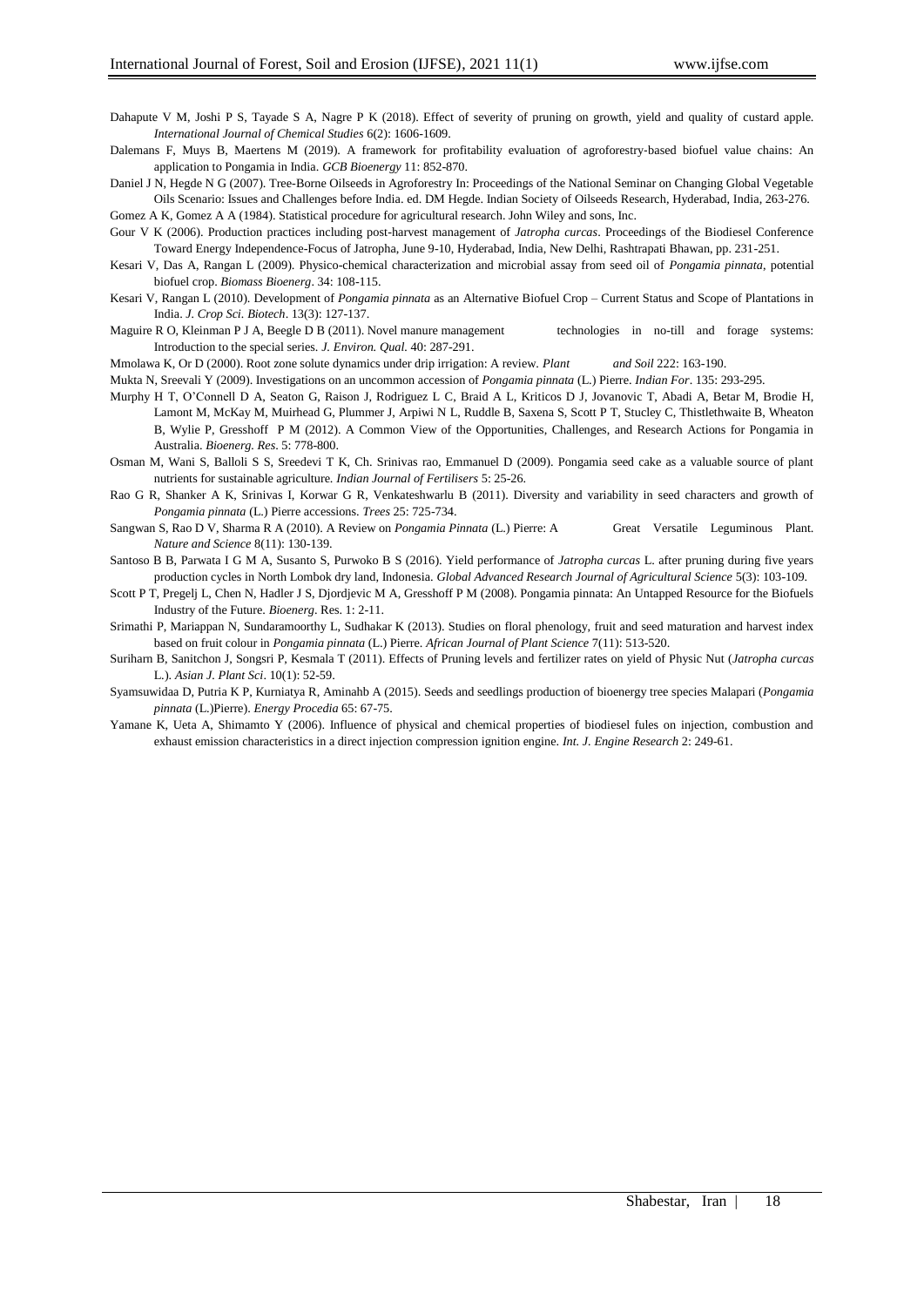Dahapute V M, Joshi P S, Tayade S A, Nagre P K (2018). Effect of severity of pruning on growth, yield and quality of custard apple. *International Journal of Chemical Studies* 6(2): 1606-1609.

Dalemans F, Muys B, Maertens M (2019). A framework for profitability evaluation of agroforestry-based biofuel value chains: An application to Pongamia in India. *GCB Bioenergy* 11: 852-870.

Daniel J N, Hegde N G (2007). Tree-Borne Oilseeds in Agroforestry In: Proceedings of the National Seminar on Changing Global Vegetable Oils Scenario: Issues and Challenges before India. ed. DM Hegde. Indian Society of Oilseeds Research, Hyderabad, India, 263-276.

Gomez A K, Gomez A A (1984). Statistical procedure for agricultural research. John Wiley and sons, Inc.

Gour V K (2006). Production practices including post-harvest management of *Jatropha curcas*. Proceedings of the Biodiesel Conference Toward Energy Independence-Focus of Jatropha, June 9-10, Hyderabad, India, New Delhi, Rashtrapati Bhawan, pp. 231-251.

Kesari V, Das A, Rangan L (2009). Physico-chemical characterization and microbial assay from seed oil of *Pongamia pinnata*, potential biofuel crop. *Biomass Bioenerg*. 34: 108-115.

Kesari V, Rangan L (2010). Development of *Pongamia pinnata* as an Alternative Biofuel Crop – Current Status and Scope of Plantations in India. *J. Crop Sci. Biotech*. 13(3): 127-137.

Maguire R O, Kleinman P J A, Beegle D B (2011). Novel manure management technologies in no-till and forage systems: Introduction to the special series. *J. Environ. Qual.* 40: 287-291.

Mmolawa K, Or D (2000). Root zone solute dynamics under drip irrigation: A review. *Plant and Soil* 222: 163-190.

Mukta N, Sreevali Y (2009). Investigations on an uncommon accession of *Pongamia pinnata* (L.) Pierre. *Indian For*. 135: 293-295.

Murphy H T, O'Connell D A, Seaton G, Raison J, Rodriguez L C, Braid A L, Kriticos D J, Jovanovic T, Abadi A, Betar M, Brodie H, Lamont M, McKay M, Muirhead G, Plummer J, Arpiwi N L, Ruddle B, Saxena S, Scott P T, Stucley C, Thistlethwaite B, Wheaton B, Wylie P, Gresshoff P M (2012). A Common View of the Opportunities, Challenges, and Research Actions for Pongamia in Australia. *Bioenerg. Res*. 5: 778-800.

Osman M, Wani S, Balloli S S, Sreedevi T K, Ch. Srinivas rao, Emmanuel D (2009). Pongamia seed cake as a valuable source of plant nutrients for sustainable agriculture. *Indian Journal of Fertilisers* 5: 25-26.

Rao G R, Shanker A K, Srinivas I, Korwar G R, Venkateshwarlu B (2011). Diversity and variability in seed characters and growth of *Pongamia pinnata* (L.) Pierre accessions. *Trees* 25: 725-734.

Sangwan S, Rao D V, Sharma R A (2010). A Review on *Pongamia Pinnata* (L.) Pierre: A Great Versatile Leguminous Plant. *Nature and Science* 8(11): 130-139.

Santoso B B, Parwata I G M A, Susanto S, Purwoko B S (2016). Yield performance of *Jatropha curcas* L. after pruning during five years production cycles in North Lombok dry land, Indonesia. *Global Advanced Research Journal of Agricultural Science* 5(3): 103-109.

Scott P T, Pregelj L, Chen N, Hadler J S, Djordjevic M A, Gresshoff P M (2008). Pongamia pinnata: An Untapped Resource for the Biofuels Industry of the Future. *Bioenerg*. Res. 1: 2-11.

Srimathi P, Mariappan N, Sundaramoorthy L, Sudhakar K (2013). Studies on floral phenology, fruit and seed maturation and harvest index based on fruit colour in *Pongamia pinnata* (L.) Pierre. *African Journal of Plant Science* 7(11): 513-520.

Suriharn B, Sanitchon J, Songsri P, Kesmala T (2011). Effects of Pruning levels and fertilizer rates on yield of Physic Nut (*Jatropha curcas* L.). *Asian J. Plant Sci*. 10(1): 52-59.

Syamsuwidaa D, Putria K P, Kurniatya R, Aminahb A (2015). Seeds and seedlings production of bioenergy tree species Malapari (*Pongamia pinnata* (L.)Pierre). *Energy Procedia* 65: 67-75.

Yamane K, Ueta A, Shimamto Y (2006). Influence of physical and chemical properties of biodiesel fules on injection, combustion and exhaust emission characteristics in a direct injection compression ignition engine. *Int. J. Engine Research* 2: 249-61.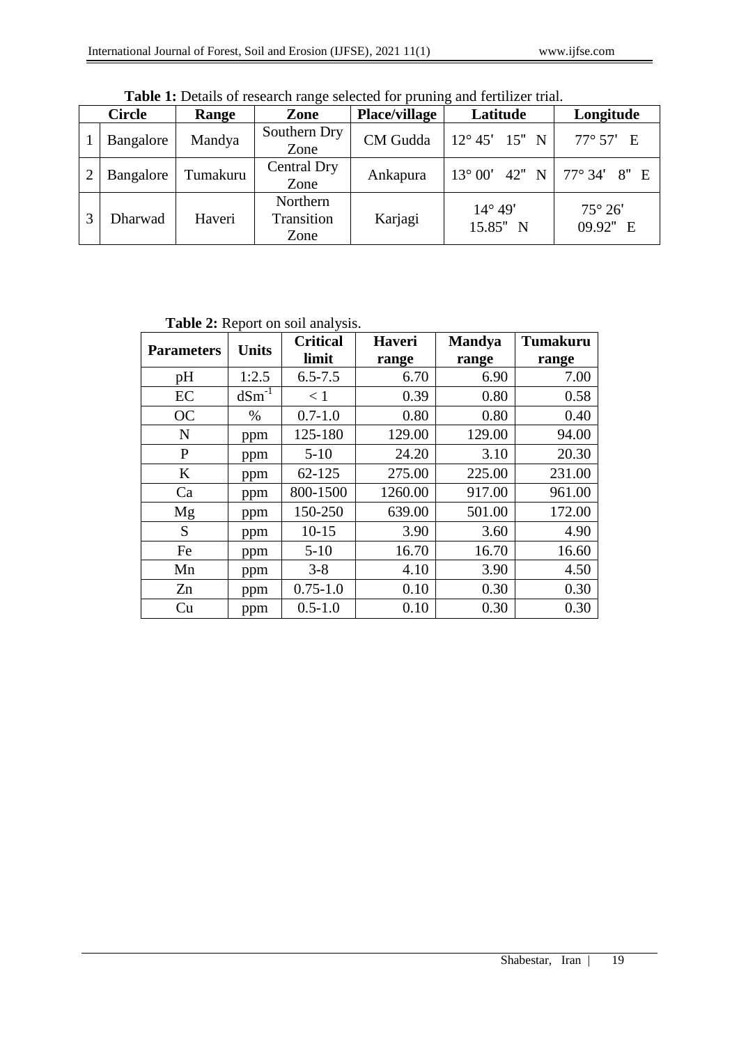**Table 1:** Details of research range selected for pruning and fertilizer trial.

| | Circle | Range | Zone | Place/village | Latitude | Longitude |
|---|---|---|---|---|---|---|
| 1 | Bangalore | Mandya | Southern Dry Zone | CM Gudda | 12° 45ʹ 15ʺ N | 77° 57ʹ E |
| 2 | Bangalore | Tumakuru | Central Dry Zone | Ankapura | 13° 00ʹ 42ʺ N | 77° 34ʹ 8ʺ E |
| 3 | Dharwad | Haveri | Northern Transition Zone | Karjagi | 14° 49ʹ 15.85ʺ N | 75° 26ʹ 09.92ʺ E |

**Table 2:** Report on soil analysis.

| Parameters | Units | Critical limit | Haveri range | Mandya range | Tumakuru range |
|---|---|---|---|---|---|
| pH | 1:2.5 | 6.5-7.5 | 6.70 | 6.90 | 7.00 |
| EC | $dSm^{-1}$ | < 1 | 0.39 | 0.80 | 0.58 |
| OC | % | 0.7-1.0 | 0.80 | 0.80 | 0.40 |
| N | ppm | 125-180 | 129.00 | 129.00 | 94.00 |
| P | ppm | 5-10 | 24.20 | 3.10 | 20.30 |
| K | ppm | 62-125 | 275.00 | 225.00 | 231.00 |
| Ca | ppm | 800-1500 | 1260.00 | 917.00 | 961.00 |
| Mg | ppm | 150-250 | 639.00 | 501.00 | 172.00 |
| S | ppm | 10-15 | 3.90 | 3.60 | 4.90 |
| Fe | ppm | 5-10 | 16.70 | 16.70 | 16.60 |
| Mn | ppm | 3-8 | 4.10 | 3.90 | 4.50 |
| Zn | ppm | 0.75-1.0 | 0.10 | 0.30 | 0.30 |
| Cu | ppm | 0.5-1.0 | 0.10 | 0.30 | 0.30 |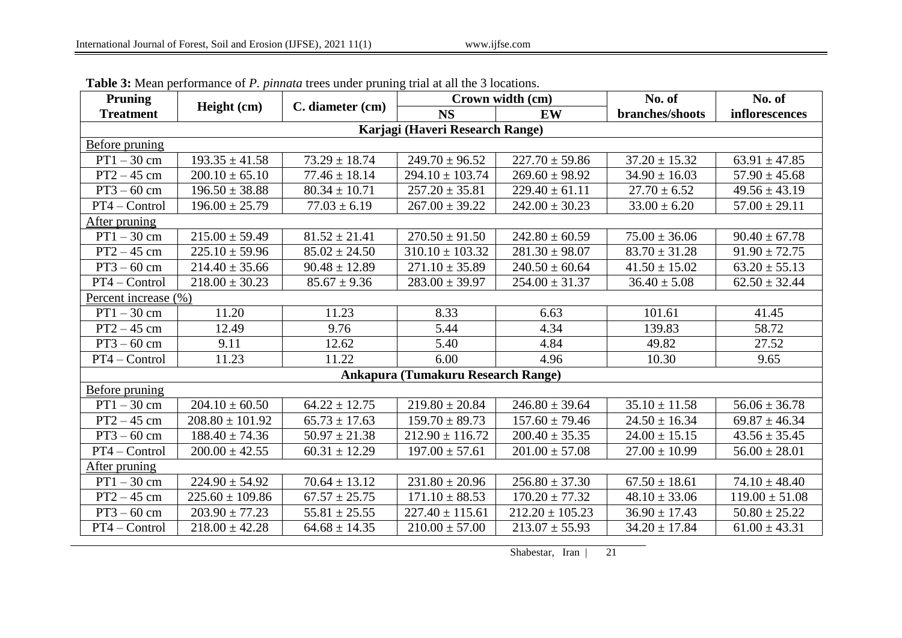**Table 3:** Mean performance of *P. pinnata* trees under pruning trial at all the 3 locations.

| Pruning Treatment | Height (cm) | C. diameter (cm) | Crown width (cm) | | No. of branches/shoots | No. of inflorescences |
|---|---|---|---|---|---|---|
| | | | NS | EW | | |
| **Karjagi (Haveri Research Range)** | | | | | | |
| Before pruning | | | | | | |
| PT1 – 30 cm | 193.35 ± 41.58 | 73.29 ± 18.74 | 249.70 ± 96.52 | 227.70 ± 59.86 | 37.20 ± 15.32 | 63.91 ± 47.85 |
| PT2 – 45 cm | 200.10 ± 65.10 | 77.46 ± 18.14 | 294.10 ± 103.74 | 269.60 ± 98.92 | 34.90 ± 16.03 | 57.90 ± 45.68 |
| PT3 – 60 cm | 196.50 ± 38.88 | 80.34 ± 10.71 | 257.20 ± 35.81 | 229.40 ± 61.11 | 27.70 ± 6.52 | 49.56 ± 43.19 |
| PT4 – Control | 196.00 ± 25.79 | 77.03 ± 6.19 | 267.00 ± 39.22 | 242.00 ± 30.23 | 33.00 ± 6.20 | 57.00 ± 29.11 |
| After pruning | | | | | | |
| PT1 – 30 cm | 215.00 ± 59.49 | 81.52 ± 21.41 | 270.50 ± 91.50 | 242.80 ± 60.59 | 75.00 ± 36.06 | 90.40 ± 67.78 |
| PT2 – 45 cm | 225.10 ± 59.96 | 85.02 ± 24.50 | 310.10 ± 103.32 | 281.30 ± 98.07 | 83.70 ± 31.28 | 91.90 ± 72.75 |
| PT3 – 60 cm | 214.40 ± 35.66 | 90.48 ± 12.89 | 271.10 ± 35.89 | 240.50 ± 60.64 | 41.50 ± 15.02 | 63.20 ± 55.13 |
| PT4 – Control | 218.00 ± 30.23 | 85.67 ± 9.36 | 283.00 ± 39.97 | 254.00 ± 31.37 | 36.40 ± 5.08 | 62.50 ± 32.44 |
| Percent increase (%) | | | | | | |
| PT1 – 30 cm | 11.20 | 11.23 | 8.33 | 6.63 | 101.61 | 41.45 |
| PT2 – 45 cm | 12.49 | 9.76 | 5.44 | 4.34 | 139.83 | 58.72 |
| PT3 – 60 cm | 9.11 | 12.62 | 5.40 | 4.84 | 49.82 | 27.52 |
| PT4 – Control | 11.23 | 11.22 | 6.00 | 4.96 | 10.30 | 9.65 |
| **Ankapura (Tumakuru Research Range)** | | | | | | |
| Before pruning | | | | | | |
| PT1 – 30 cm | 204.10 ± 60.50 | 64.22 ± 12.75 | 219.80 ± 20.84 | 246.80 ± 39.64 | 35.10 ± 11.58 | 56.06 ± 36.78 |
| PT2 – 45 cm | 208.80 ± 101.92 | 65.73 ± 17.63 | 159.70 ± 89.73 | 157.60 ± 79.46 | 24.50 ± 16.34 | 69.87 ± 46.34 |
| PT3 – 60 cm | 188.40 ± 74.36 | 50.97 ± 21.38 | 212.90 ± 116.72 | 200.40 ± 35.35 | 24.00 ± 15.15 | 43.56 ± 35.45 |
| PT4 – Control | 200.00 ± 42.55 | 60.31 ± 12.29 | 197.00 ± 57.61 | 201.00 ± 57.08 | 27.00 ± 10.99 | 56.00 ± 28.01 |
| After pruning | | | | | | |
| PT1 – 30 cm | 224.90 ± 54.92 | 70.64 ± 13.12 | 231.80 ± 20.96 | 256.80 ± 37.30 | 67.50 ± 18.61 | 74.10 ± 48.40 |
| PT2 – 45 cm | 225.60 ± 109.86 | 67.57 ± 25.75 | 171.10 ± 88.53 | 170.20 ± 77.32 | 48.10 ± 33.06 | 119.00 ± 51.08 |
| PT3 – 60 cm | 203.90 ± 77.23 | 55.81 ± 25.55 | 227.40 ± 115.61 | 212.20 ± 105.23 | 36.90 ± 17.43 | 50.80 ± 25.22 |
| PT4 – Control | 218.00 ± 42.28 | 64.68 ± 14.35 | 210.00 ± 57.00 | 213.07 ± 55.93 | 34.20 ± 17.84 | 61.00 ± 43.31 |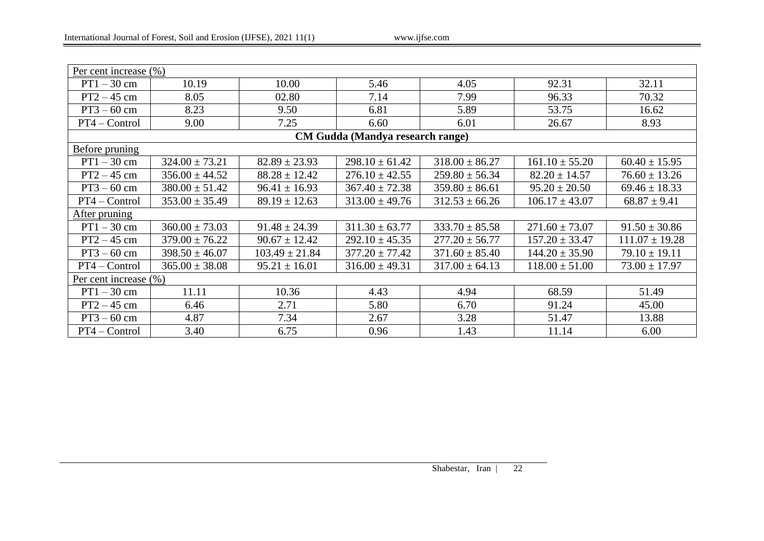| Per cent increase (%) | | | | | | |
|---|---|---|---|---|---|---|
| PT1 – 30 cm | 10.19 | 10.00 | 5.46 | 4.05 | 92.31 | 32.11 |
| PT2 – 45 cm | 8.05 | 02.80 | 7.14 | 7.99 | 96.33 | 70.32 |
| PT3 – 60 cm | 8.23 | 9.50 | 6.81 | 5.89 | 53.75 | 16.62 |
| PT4 – Control | 9.00 | 7.25 | 6.60 | 6.01 | 26.67 | 8.93 |
| **CM Gudda (Mandya research range)** | | | | | | |
| Before pruning | | | | | | |
| PT1 – 30 cm | 324.00 ± 73.21 | 82.89 ± 23.93 | 298.10 ± 61.42 | 318.00 ± 86.27 | 161.10 ± 55.20 | 60.40 ± 15.95 |
| PT2 – 45 cm | 356.00 ± 44.52 | 88.28 ± 12.42 | 276.10 ± 42.55 | 259.80 ± 56.34 | 82.20 ± 14.57 | 76.60 ± 13.26 |
| PT3 – 60 cm | 380.00 ± 51.42 | 96.41 ± 16.93 | 367.40 ± 72.38 | 359.80 ± 86.61 | 95.20 ± 20.50 | 69.46 ± 18.33 |
| PT4 – Control | 353.00 ± 35.49 | 89.19 ± 12.63 | 313.00 ± 49.76 | 312.53 ± 66.26 | 106.17 ± 43.07 | 68.87 ± 9.41 |
| After pruning | | | | | | |
| PT1 – 30 cm | 360.00 ± 73.03 | 91.48 ± 24.39 | 311.30 ± 63.77 | 333.70 ± 85.58 | 271.60 ± 73.07 | 91.50 ± 30.86 |
| PT2 – 45 cm | 379.00 ± 76.22 | 90.67 ± 12.42 | 292.10 ± 45.35 | 277.20 ± 56.77 | 157.20 ± 33.47 | 111.07 ± 19.28 |
| PT3 – 60 cm | 398.50 ± 46.07 | 103.49 ± 21.84 | 377.20 ± 77.42 | 371.60 ± 85.40 | 144.20 ± 35.90 | 79.10 ± 19.11 |
| PT4 – Control | 365.00 ± 38.08 | 95.21 ± 16.01 | 316.00 ± 49.31 | 317.00 ± 64.13 | 118.00 ± 51.00 | 73.00 ± 17.97 |
| Per cent increase (%) | | | | | | |
| PT1 – 30 cm | 11.11 | 10.36 | 4.43 | 4.94 | 68.59 | 51.49 |
| PT2 – 45 cm | 6.46 | 2.71 | 5.80 | 6.70 | 91.24 | 45.00 |
| PT3 – 60 cm | 4.87 | 7.34 | 2.67 | 3.28 | 51.47 | 13.88 |
| PT4 – Control | 3.40 | 6.75 | 0.96 | 1.43 | 11.14 | 6.00 |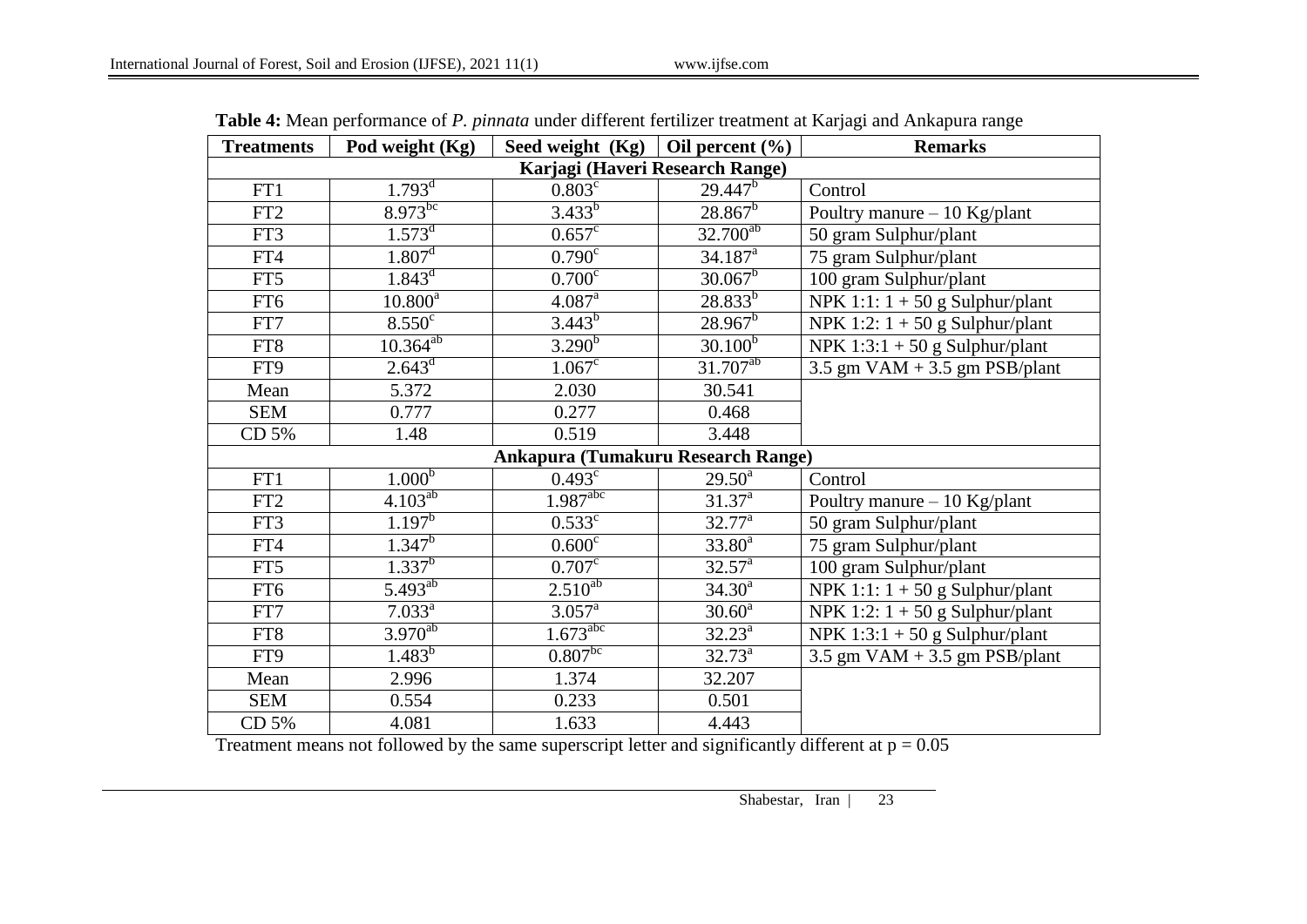**Table 4:** Mean performance of *P. pinnata* under different fertilizer treatment at Karjagi and Ankapura range

| Treatments | Pod weight (Kg) | Seed weight (Kg) | Oil percent (%) | Remarks |
|---|---|---|---|---|
| **Karjagi (Haveri Research Range)** | | | | |
| FT1 | $1.793^{d}$ | $0.803^{c}$ | $29.447^{b}$ | Control |
| FT2 | $8.973^{bc}$ | $3.433^{b}$ | $28.867^{b}$ | Poultry manure – 10 Kg/plant |
| FT3 | $1.573^{d}$ | $0.657^{c}$ | $32.700^{ab}$ | 50 gram Sulphur/plant |
| FT4 | $1.807^{d}$ | $0.790^{c}$ | $34.187^{a}$ | 75 gram Sulphur/plant |
| FT5 | $1.843^{d}$ | $0.700^{c}$ | $30.067^{b}$ | 100 gram Sulphur/plant |
| FT6 | $10.800^{a}$ | $4.087^{a}$ | $28.833^{b}$ | NPK 1:1: 1 + 50 g Sulphur/plant |
| FT7 | $8.550^{c}$ | $3.443^{b}$ | $28.967^{b}$ | NPK 1:2: 1 + 50 g Sulphur/plant |
| FT8 | $10.364^{ab}$ | $3.290^{b}$ | $30.100^{b}$ | NPK 1:3:1 + 50 g Sulphur/plant |
| FT9 | $2.643^{d}$ | $1.067^{c}$ | $31.707^{ab}$ | 3.5 gm VAM + 3.5 gm PSB/plant |
| Mean | 5.372 | 2.030 | 30.541 | |
| SEM | 0.777 | 0.277 | 0.468 | |
| CD 5% | 1.48 | 0.519 | 3.448 | |
| **Ankapura (Tumakuru Research Range)** | | | | |
| FT1 | $1.000^{b}$ | $0.493^{c}$ | $29.50^{a}$ | Control |
| FT2 | $4.103^{ab}$ | $1.987^{abc}$ | $31.37^{a}$ | Poultry manure – 10 Kg/plant |
| FT3 | $1.197^{b}$ | $0.533^{c}$ | $32.77^{a}$ | 50 gram Sulphur/plant |
| FT4 | $1.347^{b}$ | $0.600^{c}$ | $33.80^{a}$ | 75 gram Sulphur/plant |
| FT5 | $1.337^{b}$ | $0.707^{c}$ | $32.57^{a}$ | 100 gram Sulphur/plant |
| FT6 | $5.493^{ab}$ | $2.510^{ab}$ | $34.30^{a}$ | NPK 1:1: 1 + 50 g Sulphur/plant |
| FT7 | $7.033^{a}$ | $3.057^{a}$ | $30.60^{a}$ | NPK 1:2: 1 + 50 g Sulphur/plant |
| FT8 | $3.970^{ab}$ | $1.673^{abc}$ | $32.23^{a}$ | NPK 1:3:1 + 50 g Sulphur/plant |
| FT9 | $1.483^{b}$ | $0.807^{bc}$ | $32.73^{a}$ | 3.5 gm VAM + 3.5 gm PSB/plant |
| Mean | 2.996 | 1.374 | 32.207 | |
| SEM | 0.554 | 0.233 | 0.501 | |
| CD 5% | 4.081 | 1.633 | 4.443 | |

Treatment means not followed by the same superscript letter and significantly different at $p = 0.05$